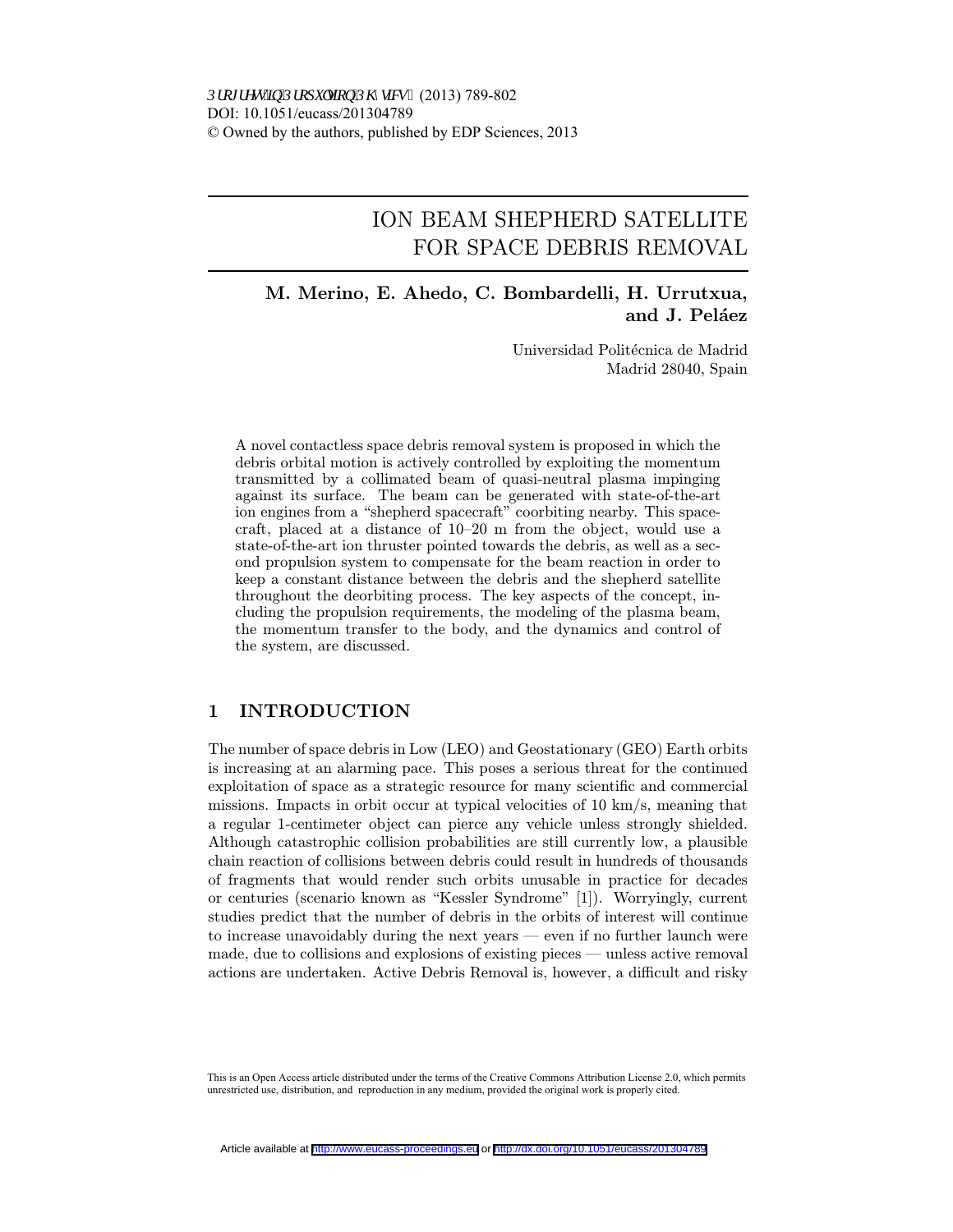# ION BEAM SHEPHERD SATELLITE FOR SPACE DEBRIS REMOVAL

**M. Merino, E. Ahedo, C. Bombardelli, H. Urrutxua, and J. Peláez**

Universidad Politécnica de Madrid
Madrid 28040, Spain

A novel contactless space debris removal system is proposed in which the debris orbital motion is actively controlled by exploiting the momentum transmitted by a collimated beam of quasi-neutral plasma impinging against its surface. The beam can be generated with state-of-the-art ion engines from a "shepherd spacecraft" coorbiting nearby. This spacecraft, placed at a distance of 10–20 m from the object, would use a state-of-the-art ion thruster pointed towards the debris, as well as a second propulsion system to compensate for the beam reaction in order to keep a constant distance between the debris and the shepherd satellite throughout the deorbiting process. The key aspects of the concept, including the propulsion requirements, the modeling of the plasma beam, the momentum transfer to the body, and the dynamics and control of the system, are discussed.

## 1 INTRODUCTION

The number of space debris in Low (LEO) and Geostationary (GEO) Earth orbits is increasing at an alarming pace. This poses a serious threat for the continued exploitation of space as a strategic resource for many scientific and commercial missions. Impacts in orbit occur at typical velocities of 10 km/s, meaning that a regular 1-centimeter object can pierce any vehicle unless strongly shielded. Although catastrophic collision probabilities are still currently low, a plausible chain reaction of collisions between debris could result in hundreds of thousands of fragments that would render such orbits unusable in practice for decades or centuries (scenario known as "Kessler Syndrome" [1]). Worryingly, current studies predict that the number of debris in the orbits of interest will continue to increase unavoidably during the next years — even if no further launch were made, due to collisions and explosions of existing pieces — unless active removal actions are undertaken. Active Debris Removal is, however, a difficult and risky

This is an Open Access article distributed under the terms of the Creative Commons Attribution License 2.0, which permits unrestricted use, distribution, and reproduction in any medium, provided the original work is properly cited.

Article available at http://www.eucass-proceedings.eu or http://dx.doi.org/10.1051/eucass/201304789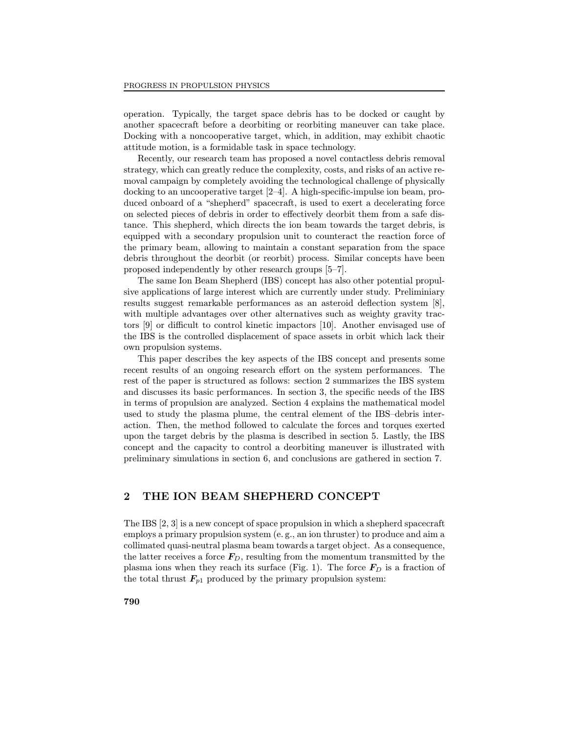operation. Typically, the target space debris has to be docked or caught by another spacecraft before a deorbiting or reorbiting maneuver can take place. Docking with a noncooperative target, which, in addition, may exhibit chaotic attitude motion, is a formidable task in space technology.

Recently, our research team has proposed a novel contactless debris removal strategy, which can greatly reduce the complexity, costs, and risks of an active removal campaign by completely avoiding the technological challenge of physically docking to an uncooperative target [2–4]. A high-specific-impulse ion beam, produced onboard of a "shepherd" spacecraft, is used to exert a decelerating force on selected pieces of debris in order to effectively deorbit them from a safe distance. This shepherd, which directs the ion beam towards the target debris, is equipped with a secondary propulsion unit to counteract the reaction force of the primary beam, allowing to maintain a constant separation from the space debris throughout the deorbit (or reorbit) process. Similar concepts have been proposed independently by other research groups [5–7].

The same Ion Beam Shepherd (IBS) concept has also other potential propulsive applications of large interest which are currently under study. Preliminiary results suggest remarkable performances as an asteroid deflection system [8], with multiple advantages over other alternatives such as weighty gravity tractors [9] or difficult to control kinetic impactors [10]. Another envisaged use of the IBS is the controlled displacement of space assets in orbit which lack their own propulsion systems.

This paper describes the key aspects of the IBS concept and presents some recent results of an ongoing research effort on the system performances. The rest of the paper is structured as follows: section 2 summarizes the IBS system and discusses its basic performances. In section 3, the specific needs of the IBS in terms of propulsion are analyzed. Section 4 explains the mathematical model used to study the plasma plume, the central element of the IBS–debris interaction. Then, the method followed to calculate the forces and torques exerted upon the target debris by the plasma is described in section 5. Lastly, the IBS concept and the capacity to control a deorbiting maneuver is illustrated with preliminary simulations in section 6, and conclusions are gathered in section 7.

## 2 THE ION BEAM SHEPHERD CONCEPT

The IBS [2, 3] is a new concept of space propulsion in which a shepherd spacecraft employs a primary propulsion system (e. g., an ion thruster) to produce and aim a collimated quasi-neutral plasma beam towards a target object. As a consequence, the latter receives a force $\boldsymbol{F}_D$, resulting from the momentum transmitted by the plasma ions when they reach its surface (Fig. 1). The force $\boldsymbol{F}_D$ is a fraction of the total thrust $\boldsymbol{F}_{p1}$ produced by the primary propulsion system: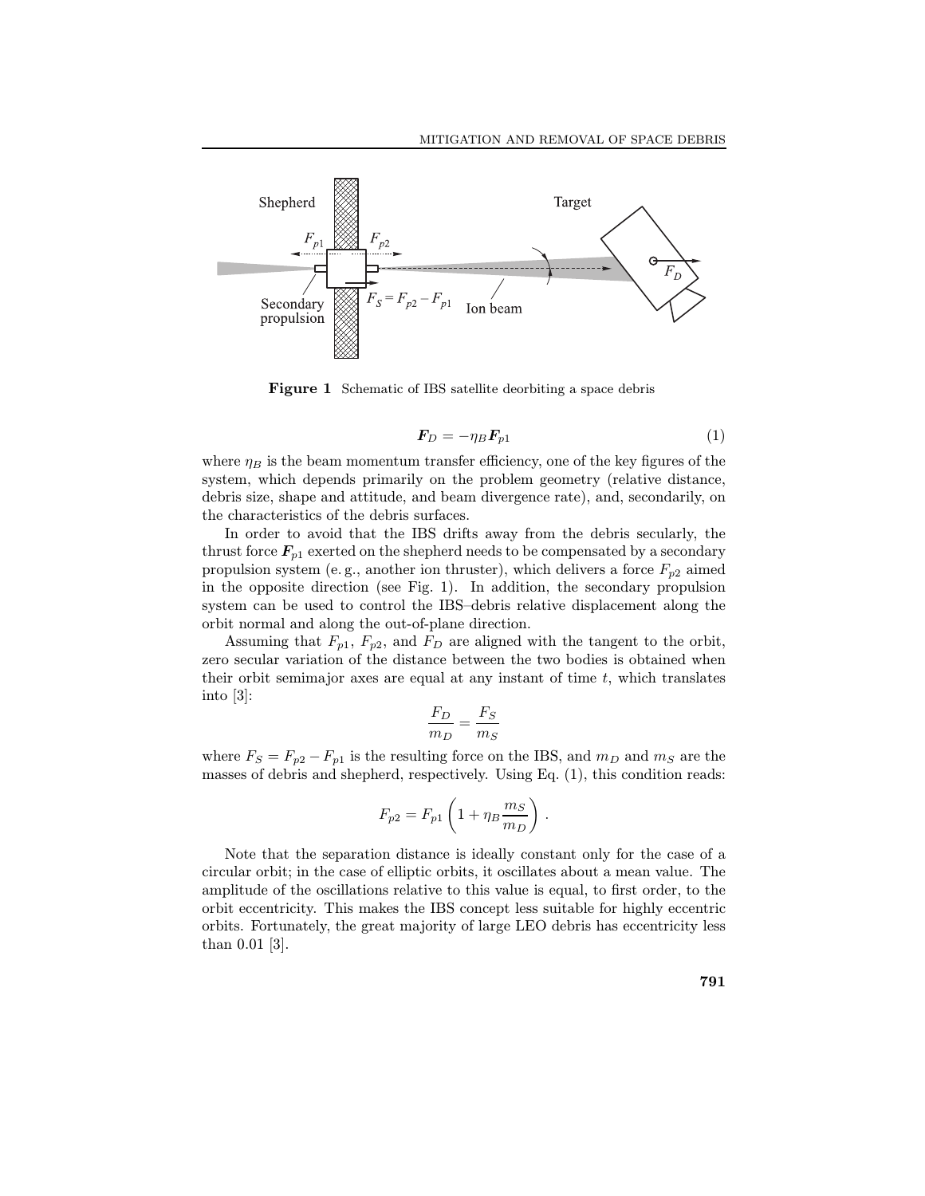Shepherd

Target

$F_{p1}$

$F_{p2}$

$F_D$

Secondary propulsion

$F_S = F_{p2} - F_{p1}$

Ion beam

**Figure 1** Schematic of IBS satellite deorbiting a space debris

$$\boldsymbol{F}_D = -\eta_B \boldsymbol{F}_{p1} \tag{1}$$

where $\eta_B$ is the beam momentum transfer efficiency, one of the key figures of the system, which depends primarily on the problem geometry (relative distance, debris size, shape and attitude, and beam divergence rate), and, secondarily, on the characteristics of the debris surfaces.

In order to avoid that the IBS drifts away from the debris secularly, the thrust force $\boldsymbol{F}_{p1}$ exerted on the shepherd needs to be compensated by a secondary propulsion system (e. g., another ion thruster), which delivers a force $F_{p2}$ aimed in the opposite direction (see Fig. 1). In addition, the secondary propulsion system can be used to control the IBS–debris relative displacement along the orbit normal and along the out-of-plane direction.

Assuming that $F_{p1}$, $F_{p2}$, and $F_D$ are aligned with the tangent to the orbit, zero secular variation of the distance between the two bodies is obtained when their orbit semimajor axes are equal at any instant of time $t$, which translates into [3]:

$$\frac{F_D}{m_D} = \frac{F_S}{m_S}$$

where $F_S = F_{p2} - F_{p1}$ is the resulting force on the IBS, and $m_D$ and $m_S$ are the masses of debris and shepherd, respectively. Using Eq. (1), this condition reads:

$$F_{p2} = F_{p1}\left(1 + \eta_B \frac{m_S}{m_D}\right).$$

Note that the separation distance is ideally constant only for the case of a circular orbit; in the case of elliptic orbits, it oscillates about a mean value. The amplitude of the oscillations relative to this value is equal, to first order, to the orbit eccentricity. This makes the IBS concept less suitable for highly eccentric orbits. Fortunately, the great majority of large LEO debris has eccentricity less than 0.01 [3].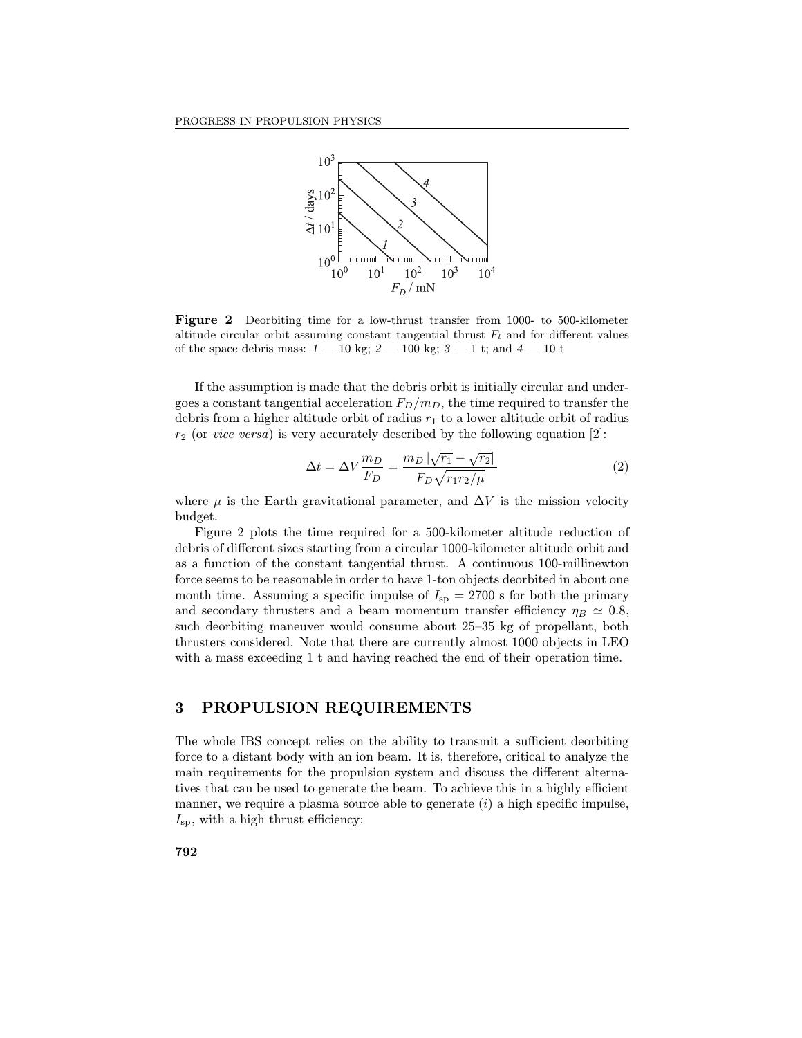**Figure 2** Deorbiting time for a low-thrust transfer from 1000- to 500-kilometer altitude circular orbit assuming constant tangential thrust $F_t$ and for different values of the space debris mass: *1* — 10 kg; *2* — 100 kg; *3* — 1 t; and *4* — 10 t

If the assumption is made that the debris orbit is initially circular and undergoes a constant tangential acceleration $F_D/m_D$, the time required to transfer the debris from a higher altitude orbit of radius $r_1$ to a lower altitude orbit of radius $r_2$ (or *vice versa*) is very accurately described by the following equation [2]:

$$\Delta t = \Delta V \frac{m_D}{F_D} = \frac{m_D \left|\sqrt{r_1} - \sqrt{r_2}\right|}{F_D \sqrt{r_1 r_2/\mu}} \tag{2}$$

where $\mu$ is the Earth gravitational parameter, and $\Delta V$ is the mission velocity budget.

Figure 2 plots the time required for a 500-kilometer altitude reduction of debris of different sizes starting from a circular 1000-kilometer altitude orbit and as a function of the constant tangential thrust. A continuous 100-millinewton force seems to be reasonable in order to have 1-ton objects deorbited in about one month time. Assuming a specific impulse of $I_{\rm sp} = 2700$ s for both the primary and secondary thrusters and a beam momentum transfer efficiency $\eta_B \simeq 0.8$, such deorbiting maneuver would consume about 25–35 kg of propellant, both thrusters considered. Note that there are currently almost 1000 objects in LEO with a mass exceeding 1 t and having reached the end of their operation time.

## 3 PROPULSION REQUIREMENTS

The whole IBS concept relies on the ability to transmit a sufficient deorbiting force to a distant body with an ion beam. It is, therefore, critical to analyze the main requirements for the propulsion system and discuss the different alternatives that can be used to generate the beam. To achieve this in a highly efficient manner, we require a plasma source able to generate (*i*) a high specific impulse, $I_{\rm sp}$, with a high thrust efficiency: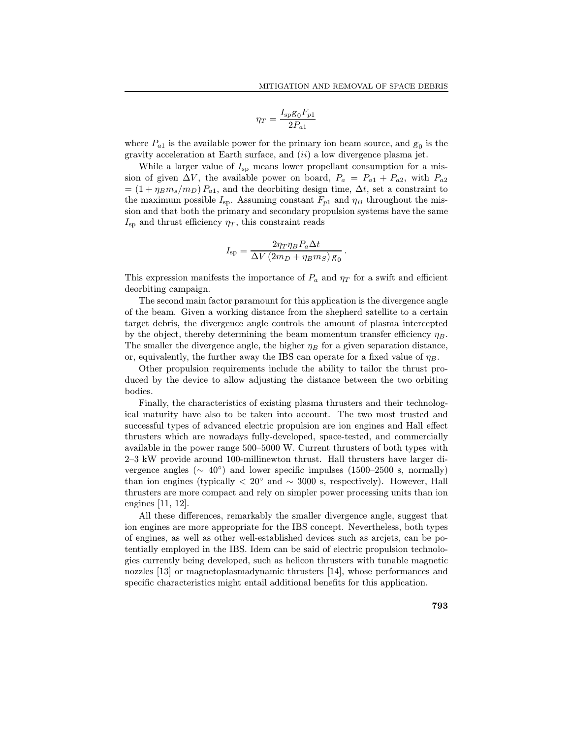$$\eta_T = \frac{I_{\rm sp} g_0 F_{p1}}{2 P_{a1}}$$

where $P_{a1}$ is the available power for the primary ion beam source, and $g_0$ is the gravity acceleration at Earth surface, and $(ii)$ a low divergence plasma jet.

While a larger value of $I_{\rm sp}$ means lower propellant consumption for a mission of given $\Delta V$, the available power on board, $P_a = P_{a1} + P_{a2}$, with $P_{a2} = (1 + \eta_B m_s / m_D) P_{a1}$, and the deorbiting design time, $\Delta t$, set a constraint to the maximum possible $I_{\rm sp}$. Assuming constant $F_{p1}$ and $\eta_B$ throughout the mission and that both the primary and secondary propulsion systems have the same $I_{\rm sp}$ and thrust efficiency $\eta_T$, this constraint reads

$$I_{\rm sp} = \frac{2 \eta_T \eta_B P_a \Delta t}{\Delta V \left(2 m_D + \eta_B m_S\right) g_0}\,.$$

This expression manifests the importance of $P_a$ and $\eta_T$ for a swift and efficient deorbiting campaign.

The second main factor paramount for this application is the divergence angle of the beam. Given a working distance from the shepherd satellite to a certain target debris, the divergence angle controls the amount of plasma intercepted by the object, thereby determining the beam momentum transfer efficiency $\eta_B$. The smaller the divergence angle, the higher $\eta_B$ for a given separation distance, or, equivalently, the further away the IBS can operate for a fixed value of $\eta_B$.

Other propulsion requirements include the ability to tailor the thrust produced by the device to allow adjusting the distance between the two orbiting bodies.

Finally, the characteristics of existing plasma thrusters and their technological maturity have also to be taken into account. The two most trusted and successful types of advanced electric propulsion are ion engines and Hall effect thrusters which are nowadays fully-developed, space-tested, and commercially available in the power range 500–5000 W. Current thrusters of both types with 2–3 kW provide around 100-millinewton thrust. Hall thrusters have larger divergence angles ($\sim 40^\circ$) and lower specific impulses (1500–2500 s, normally) than ion engines (typically $< 20^\circ$ and $\sim 3000$ s, respectively). However, Hall thrusters are more compact and rely on simpler power processing units than ion engines [11, 12].

All these differences, remarkably the smaller divergence angle, suggest that ion engines are more appropriate for the IBS concept. Nevertheless, both types of engines, as well as other well-established devices such as arcjets, can be potentially employed in the IBS. Idem can be said of electric propulsion technologies currently being developed, such as helicon thrusters with tunable magnetic nozzles [13] or magnetoplasmadynamic thrusters [14], whose performances and specific characteristics might entail additional benefits for this application.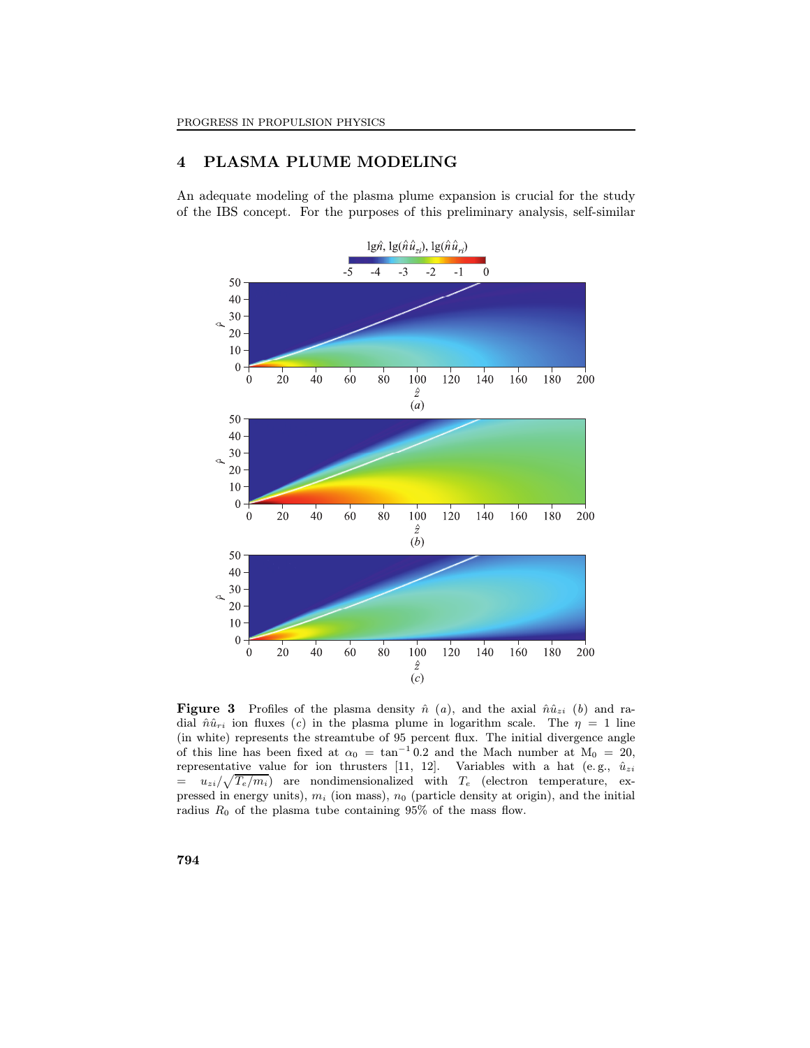## 4 PLASMA PLUME MODELING

An adequate modeling of the plasma plume expansion is crucial for the study of the IBS concept. For the purposes of this preliminary analysis, self-similar

lg$\hat{n}$, lg($\hat{n}\hat{u}_{zi}$), lg($\hat{n}\hat{u}_{ri}$)

-5 -4 -3 -2 -1 0

$\hat{\rho}$

0 10 20 30 40 50

$\hat{z}$

0 20 40 60 80 100 120 140 160 180 200

(*a*)

(*b*)

(*c*)

**Figure 3** Profiles of the plasma density $\hat{n}$ (*a*), and the axial $\hat{n}\hat{u}_{zi}$ (*b*) and radial $\hat{n}\hat{u}_{ri}$ ion fluxes (*c*) in the plasma plume in logarithm scale. The $\eta = 1$ line (in white) represents the streamtube of 95 percent flux. The initial divergence angle of this line has been fixed at $\alpha_0 = \tan^{-1} 0.2$ and the Mach number at $M_0 = 20$, representative value for ion thrusters [11, 12]. Variables with a hat (e.g., $\hat{u}_{zi} = u_{zi}/\sqrt{T_e/m_i}$) are nondimensionalized with $T_e$ (electron temperature, expressed in energy units), $m_i$ (ion mass), $n_0$ (particle density at origin), and the initial radius $R_0$ of the plasma tube containing 95% of the mass flow.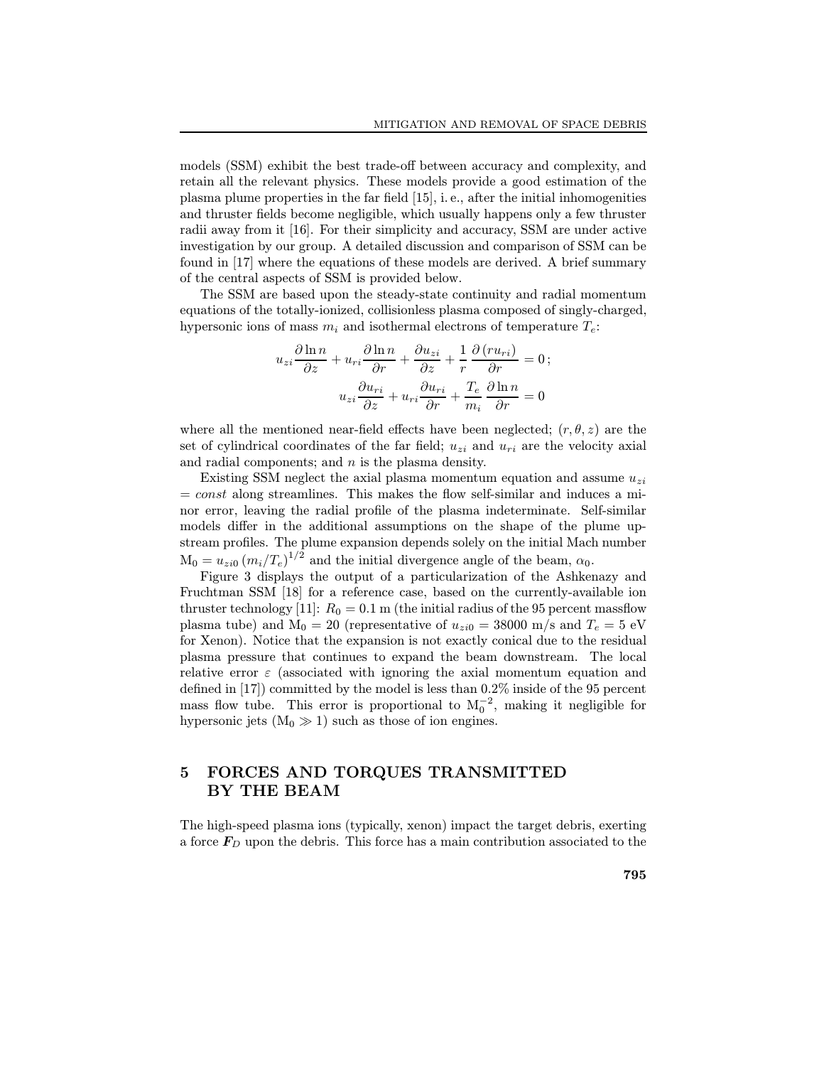models (SSM) exhibit the best trade-off between accuracy and complexity, and retain all the relevant physics. These models provide a good estimation of the plasma plume properties in the far field [15], i. e., after the initial inhomogenities and thruster fields become negligible, which usually happens only a few thruster radii away from it [16]. For their simplicity and accuracy, SSM are under active investigation by our group. A detailed discussion and comparison of SSM can be found in [17] where the equations of these models are derived. A brief summary of the central aspects of SSM is provided below.

The SSM are based upon the steady-state continuity and radial momentum equations of the totally-ionized, collisionless plasma composed of singly-charged, hypersonic ions of mass $m_i$ and isothermal electrons of temperature $T_e$:

$$u_{zi}\frac{\partial \ln n}{\partial z} + u_{ri}\frac{\partial \ln n}{\partial r} + \frac{\partial u_{zi}}{\partial z} + \frac{1}{r}\,\frac{\partial\,(r u_{ri})}{\partial r} = 0\,;$$

$$u_{zi}\frac{\partial u_{ri}}{\partial z} + u_{ri}\frac{\partial u_{ri}}{\partial r} + \frac{T_e}{m_i}\,\frac{\partial \ln n}{\partial r} = 0$$

where all the mentioned near-field effects have been neglected; $(r, \theta, z)$ are the set of cylindrical coordinates of the far field; $u_{zi}$ and $u_{ri}$ are the velocity axial and radial components; and $n$ is the plasma density.

Existing SSM neglect the axial plasma momentum equation and assume $u_{zi} = const$ along streamlines. This makes the flow self-similar and induces a minor error, leaving the radial profile of the plasma indeterminate. Self-similar models differ in the additional assumptions on the shape of the plume upstream profiles. The plume expansion depends solely on the initial Mach number $\mathrm{M}_0 = u_{zi0}\,(m_i/T_e)^{1/2}$ and the initial divergence angle of the beam, $\alpha_0$.

Figure 3 displays the output of a particularization of the Ashkenazy and Fruchtman SSM [18] for a reference case, based on the currently-available ion thruster technology [11]: $R_0 = 0.1$ m (the initial radius of the 95 percent massflow plasma tube) and $\mathrm{M}_0 = 20$ (representative of $u_{zi0} = 38000$ m/s and $T_e = 5$ eV for Xenon). Notice that the expansion is not exactly conical due to the residual plasma pressure that continues to expand the beam downstream. The local relative error $\varepsilon$ (associated with ignoring the axial momentum equation and defined in [17]) committed by the model is less than 0.2% inside of the 95 percent mass flow tube. This error is proportional to $\mathrm{M}_0^{-2}$, making it negligible for hypersonic jets ($\mathrm{M}_0 \gg 1$) such as those of ion engines.

## 5 FORCES AND TORQUES TRANSMITTED BY THE BEAM

The high-speed plasma ions (typically, xenon) impact the target debris, exerting a force $\boldsymbol{F}_D$ upon the debris. This force has a main contribution associated to the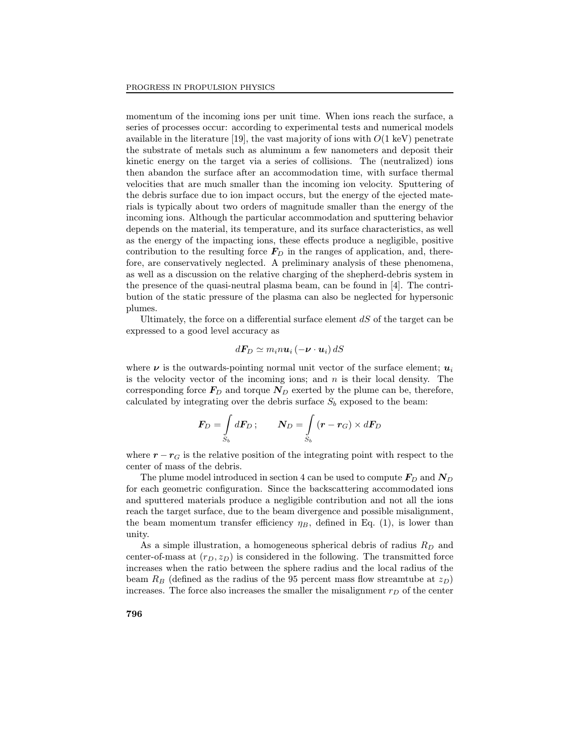momentum of the incoming ions per unit time. When ions reach the surface, a series of processes occur: according to experimental tests and numerical models available in the literature [19], the vast majority of ions with $O(1\ \text{keV})$ penetrate the substrate of metals such as aluminum a few nanometers and deposit their kinetic energy on the target via a series of collisions. The (neutralized) ions then abandon the surface after an accommodation time, with surface thermal velocities that are much smaller than the incoming ion velocity. Sputtering of the debris surface due to ion impact occurs, but the energy of the ejected materials is typically about two orders of magnitude smaller than the energy of the incoming ions. Although the particular accommodation and sputtering behavior depends on the material, its temperature, and its surface characteristics, as well as the energy of the impacting ions, these effects produce a negligible, positive contribution to the resulting force $\boldsymbol{F}_D$ in the ranges of application, and, therefore, are conservatively neglected. A preliminary analysis of these phenomena, as well as a discussion on the relative charging of the shepherd-debris system in the presence of the quasi-neutral plasma beam, can be found in [4]. The contribution of the static pressure of the plasma can also be neglected for hypersonic plumes.

Ultimately, the force on a differential surface element $dS$ of the target can be expressed to a good level accuracy as

$$d\boldsymbol{F}_D \simeq m_i n \boldsymbol{u}_i \left(-\boldsymbol{\nu} \cdot \boldsymbol{u}_i\right) dS$$

where $\boldsymbol{\nu}$ is the outwards-pointing normal unit vector of the surface element; $\boldsymbol{u}_i$ is the velocity vector of the incoming ions; and $n$ is their local density. The corresponding force $\boldsymbol{F}_D$ and torque $\boldsymbol{N}_D$ exerted by the plume can be, therefore, calculated by integrating over the debris surface $S_b$ exposed to the beam:

$$\boldsymbol{F}_D = \int\limits_{S_b} d\boldsymbol{F}_D\,; \qquad \boldsymbol{N}_D = \int\limits_{S_b} (\boldsymbol{r} - \boldsymbol{r}_G) \times d\boldsymbol{F}_D$$

where $\boldsymbol{r} - \boldsymbol{r}_G$ is the relative position of the integrating point with respect to the center of mass of the debris.

The plume model introduced in section 4 can be used to compute $\boldsymbol{F}_D$ and $\boldsymbol{N}_D$ for each geometric configuration. Since the backscattering accommodated ions and sputtered materials produce a negligible contribution and not all the ions reach the target surface, due to the beam divergence and possible misalignment, the beam momentum transfer efficiency $\eta_B$, defined in Eq. (1), is lower than unity.

As a simple illustration, a homogeneous spherical debris of radius $R_D$ and center-of-mass at $(r_D, z_D)$ is considered in the following. The transmitted force increases when the ratio between the sphere radius and the local radius of the beam $R_B$ (defined as the radius of the 95 percent mass flow streamtube at $z_D$) increases. The force also increases the smaller the misalignment $r_D$ of the center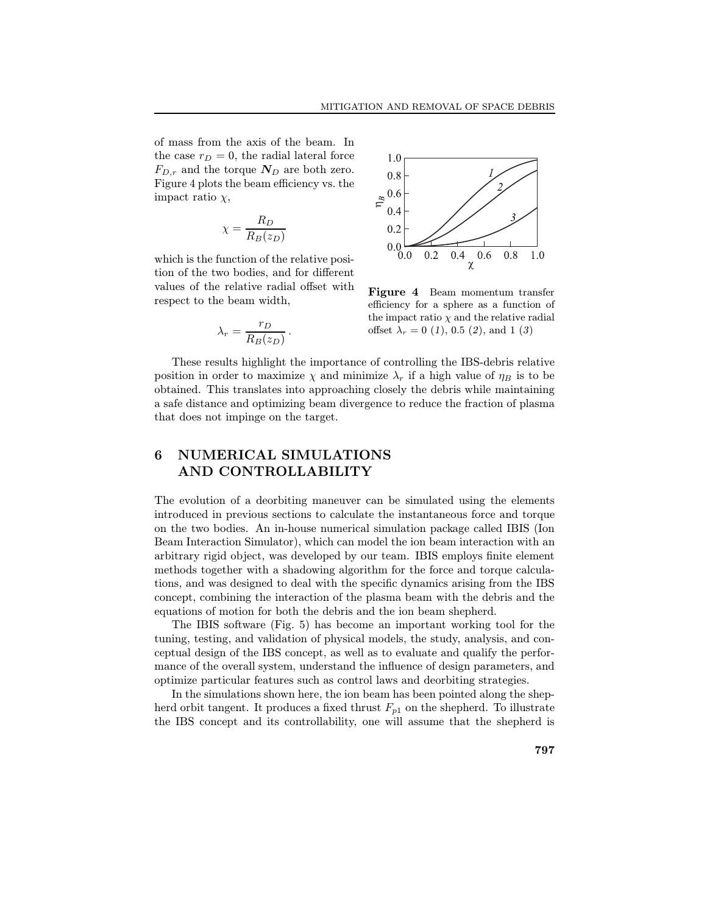of mass from the axis of the beam. In the case $r_D = 0$, the radial lateral force $F_{D,r}$ and the torque $\boldsymbol{N}_D$ are both zero. Figure 4 plots the beam efficiency vs. the impact ratio $\chi$,

$$\chi = \frac{R_D}{R_B(z_D)}$$

which is the function of the relative position of the two bodies, and for different values of the relative radial offset with respect to the beam width,

$$\lambda_r = \frac{r_D}{R_B(z_D)} .$$

$\eta_B$

1.0
0.8
0.6
0.4
0.2
0.0

0.0 0.2 0.4 0.6 0.8 1.0

$\chi$

1
2
3

**Figure 4** Beam momentum transfer efficiency for a sphere as a function of the impact ratio $\chi$ and the relative radial offset $\lambda_r = 0$ (*1*), 0.5 (*2*), and 1 (*3*)

These results highlight the importance of controlling the IBS-debris relative position in order to maximize $\chi$ and minimize $\lambda_r$ if a high value of $\eta_B$ is to be obtained. This translates into approaching closely the debris while maintaining a safe distance and optimizing beam divergence to reduce the fraction of plasma that does not impinge on the target.

## 6 NUMERICAL SIMULATIONS AND CONTROLLABILITY

The evolution of a deorbiting maneuver can be simulated using the elements introduced in previous sections to calculate the instantaneous force and torque on the two bodies. An in-house numerical simulation package called IBIS (Ion Beam Interaction Simulator), which can model the ion beam interaction with an arbitrary rigid object, was developed by our team. IBIS employs finite element methods together with a shadowing algorithm for the force and torque calculations, and was designed to deal with the specific dynamics arising from the IBS concept, combining the interaction of the plasma beam with the debris and the equations of motion for both the debris and the ion beam shepherd.

The IBIS software (Fig. 5) has become an important working tool for the tuning, testing, and validation of physical models, the study, analysis, and conceptual design of the IBS concept, as well as to evaluate and qualify the performance of the overall system, understand the influence of design parameters, and optimize particular features such as control laws and deorbiting strategies.

In the simulations shown here, the ion beam has been pointed along the shepherd orbit tangent. It produces a fixed thrust $F_{p1}$ on the shepherd. To illustrate the IBS concept and its controllability, one will assume that the shepherd is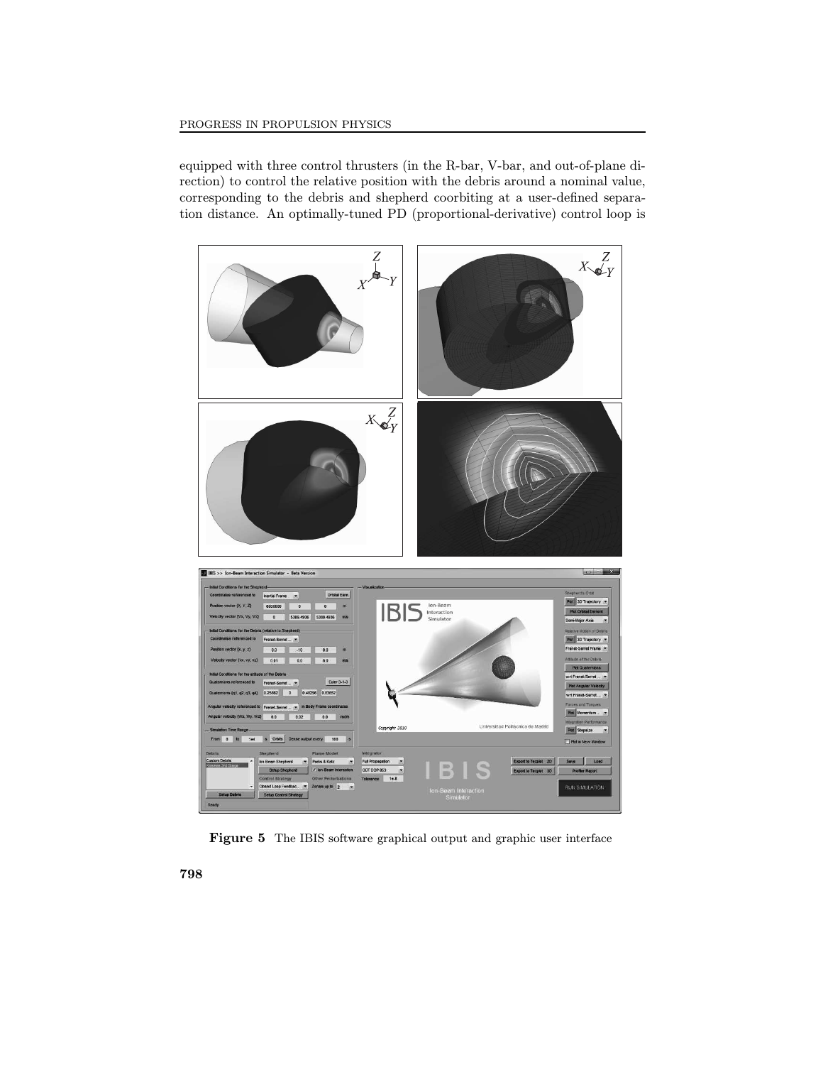equipped with three control thrusters (in the R-bar, V-bar, and out-of-plane direction) to control the relative position with the debris around a nominal value, corresponding to the debris and shepherd coorbiting at a user-defined separation distance. An optimally-tuned PD (proportional-derivative) control loop is

**Figure 5** The IBIS software graphical output and graphic user interface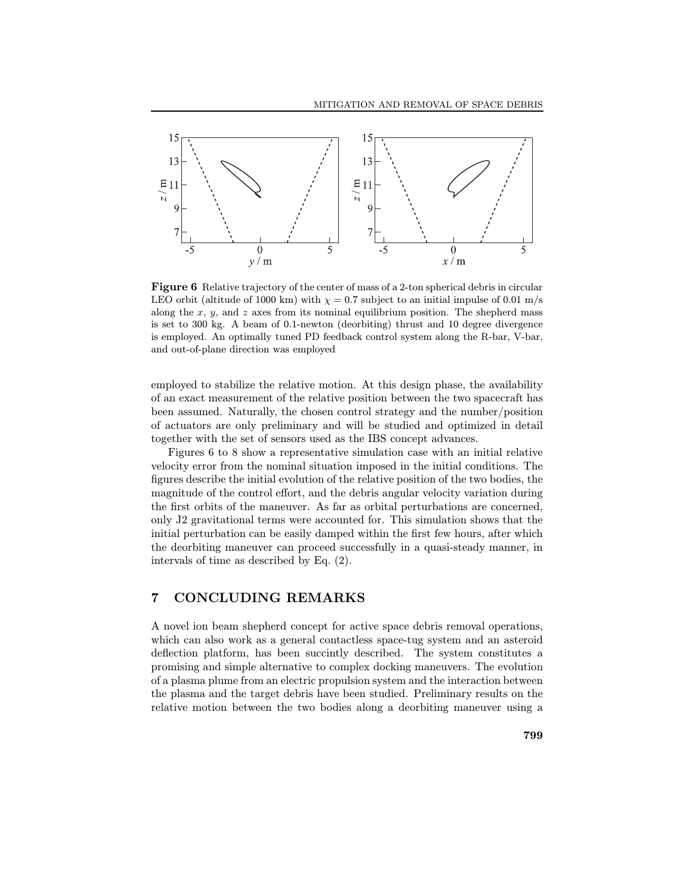15
13
z / m 11
9
7
-5 0 5
y / m

15
13
z / m 11
9
7
-5 0 5
x / m

**Figure 6** Relative trajectory of the center of mass of a 2-ton spherical debris in circular LEO orbit (altitude of 1000 km) with $\chi = 0.7$ subject to an initial impulse of 0.01 m/s along the $x$, $y$, and $z$ axes from its nominal equilibrium position. The shepherd mass is set to 300 kg. A beam of 0.1-newton (deorbiting) thrust and 10 degree divergence is employed. An optimally tuned PD feedback control system along the R-bar, V-bar, and out-of-plane direction was employed

employed to stabilize the relative motion. At this design phase, the availability of an exact measurement of the relative position between the two spacecraft has been assumed. Naturally, the chosen control strategy and the number/position of actuators are only preliminary and will be studied and optimized in detail together with the set of sensors used as the IBS concept advances.

Figures 6 to 8 show a representative simulation case with an initial relative velocity error from the nominal situation imposed in the initial conditions. The figures describe the initial evolution of the relative position of the two bodies, the magnitude of the control effort, and the debris angular velocity variation during the first orbits of the maneuver. As far as orbital perturbations are concerned, only J2 gravitational terms were accounted for. This simulation shows that the initial perturbation can be easily damped within the first few hours, after which the deorbiting maneuver can proceed successfully in a quasi-steady manner, in intervals of time as described by Eq. (2).

## 7 CONCLUDING REMARKS

A novel ion beam shepherd concept for active space debris removal operations, which can also work as a general contactless space-tug system and an asteroid deflection platform, has been succintly described. The system constitutes a promising and simple alternative to complex docking maneuvers. The evolution of a plasma plume from an electric propulsion system and the interaction between the plasma and the target debris have been studied. Preliminary results on the relative motion between the two bodies along a deorbiting maneuver using a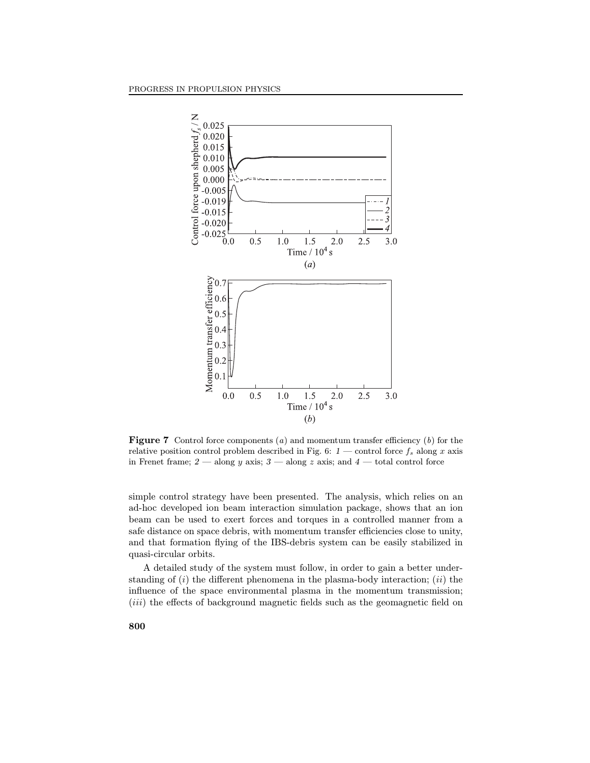Control force upon shepherd $f_s$ / N

0.025
0.020
0.015
0.010
0.005
0.000
-0.005
-0.019
-0.015
-0.020
-0.025

0.0 0.5 1.0 1.5 2.0 2.5 3.0

Time / $10^4$ s

1
2
3
4

(*a*)

Momentum transfer efficiency

0.7
0.6
0.5
0.4
0.3
0.2
0.1

0.0 0.5 1.0 1.5 2.0 2.5 3.0

Time / $10^4$ s

(*b*)

**Figure 7** Control force components (*a*) and momentum transfer efficiency (*b*) for the relative position control problem described in Fig. 6: *1* — control force $f_s$ along $x$ axis in Frenet frame; *2* — along $y$ axis; *3* — along $z$ axis; and *4* — total control force

simple control strategy have been presented. The analysis, which relies on an ad-hoc developed ion beam interaction simulation package, shows that an ion beam can be used to exert forces and torques in a controlled manner from a safe distance on space debris, with momentum transfer efficiencies close to unity, and that formation flying of the IBS-debris system can be easily stabilized in quasi-circular orbits.

A detailed study of the system must follow, in order to gain a better understanding of (*i*) the different phenomena in the plasma-body interaction; (*ii*) the influence of the space environmental plasma in the momentum transmission; (*iii*) the effects of background magnetic fields such as the geomagnetic field on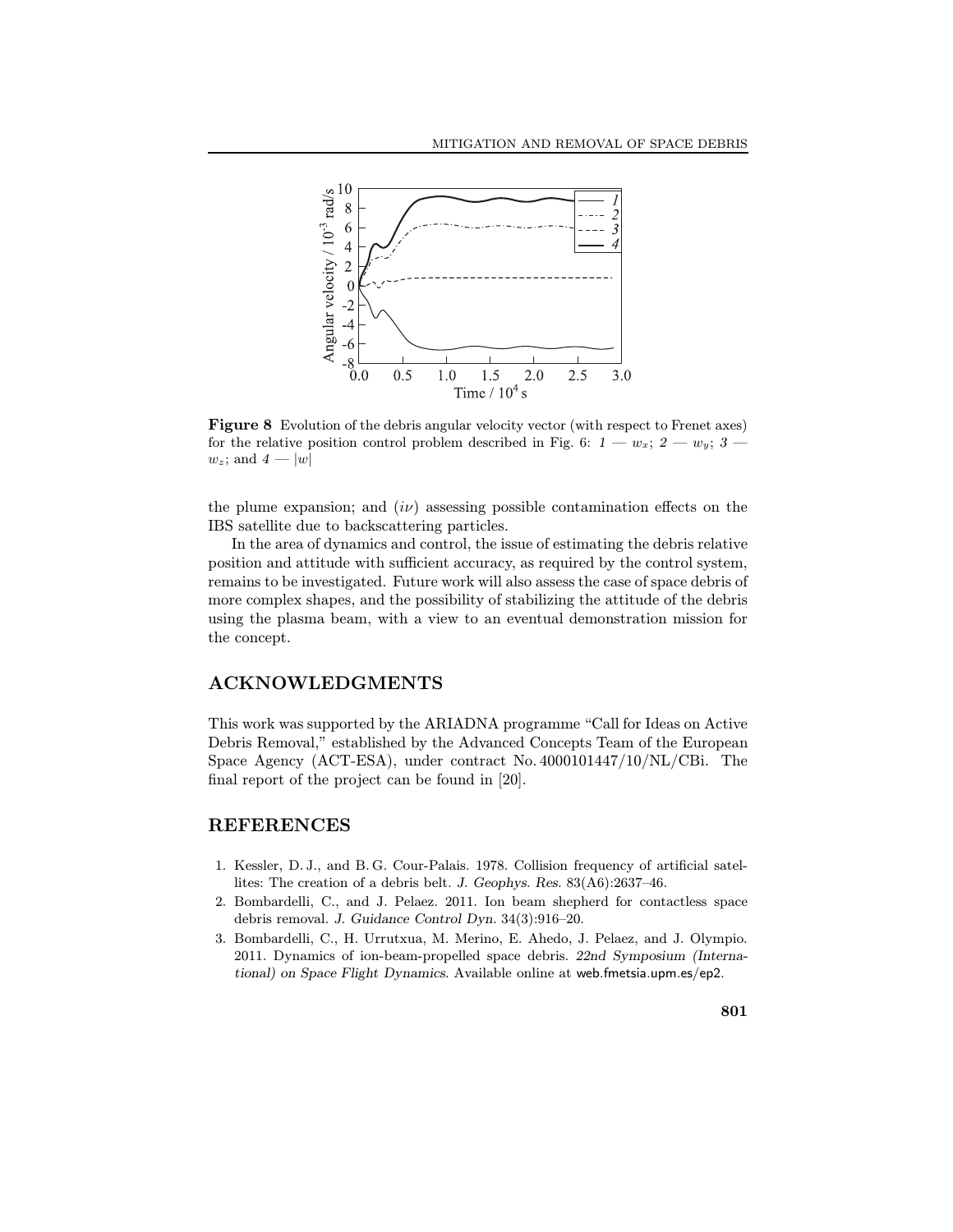Angular velocity / $10^{-3}$ rad/s

10
8
6
4
2
0
-2
-4
-6
-8

0.0 0.5 1.0 1.5 2.0 2.5 3.0

Time / $10^4$ s

*1*
*2*
*3*
*4*

**Figure 8** Evolution of the debris angular velocity vector (with respect to Frenet axes) for the relative position control problem described in Fig. 6: *1* — $w_x$; *2* — $w_y$; *3* — $w_z$; and *4* — $|w|$

the plume expansion; and $(i\nu)$ assessing possible contamination effects on the IBS satellite due to backscattering particles.

In the area of dynamics and control, the issue of estimating the debris relative position and attitude with sufficient accuracy, as required by the control system, remains to be investigated. Future work will also assess the case of space debris of more complex shapes, and the possibility of stabilizing the attitude of the debris using the plasma beam, with a view to an eventual demonstration mission for the concept.

## ACKNOWLEDGMENTS

This work was supported by the ARIADNA programme "Call for Ideas on Active Debris Removal," established by the Advanced Concepts Team of the European Space Agency (ACT-ESA), under contract No. 4000101447/10/NL/CBi. The final report of the project can be found in [20].

## REFERENCES

1. Kessler, D. J., and B. G. Cour-Palais. 1978. Collision frequency of artificial satellites: The creation of a debris belt. *J. Geophys. Res.* 83(A6):2637–46.
2. Bombardelli, C., and J. Pelaez. 2011. Ion beam shepherd for contactless space debris removal. *J. Guidance Control Dyn.* 34(3):916–20.
3. Bombardelli, C., H. Urrutxua, M. Merino, E. Ahedo, J. Pelaez, and J. Olympio. 2011. Dynamics of ion-beam-propelled space debris. *22nd Symposium (International) on Space Flight Dynamics*. Available online at web.fmetsia.upm.es/ep2.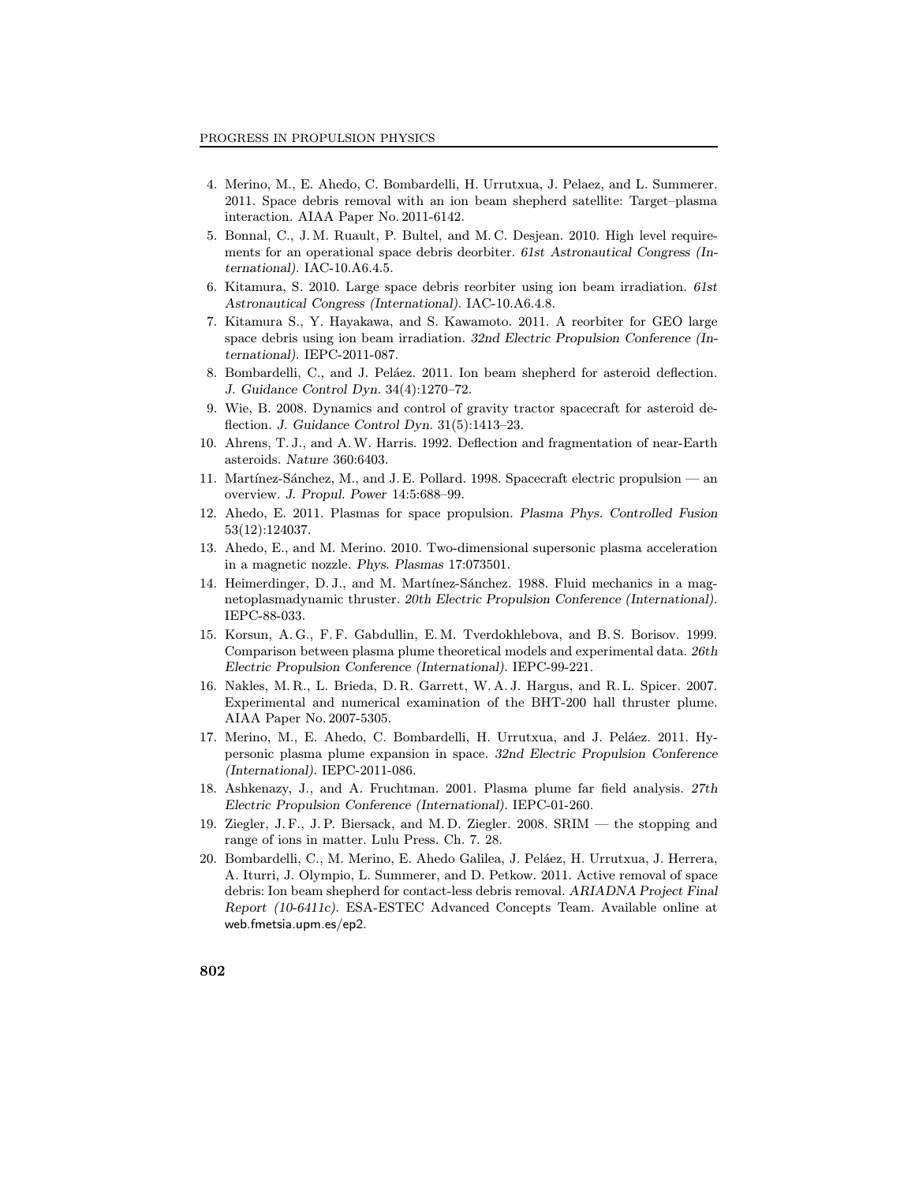4. Merino, M., E. Ahedo, C. Bombardelli, H. Urrutxua, J. Pelaez, and L. Summerer. 2011. Space debris removal with an ion beam shepherd satellite: Target–plasma interaction. AIAA Paper No. 2011-6142.
5. Bonnal, C., J. M. Ruault, P. Bultel, and M. C. Desjean. 2010. High level requirements for an operational space debris deorbiter. *61st Astronautical Congress (International)*. IAC-10.A6.4.5.
6. Kitamura, S. 2010. Large space debris reorbiter using ion beam irradiation. *61st Astronautical Congress (International)*. IAC-10.A6.4.8.
7. Kitamura S., Y. Hayakawa, and S. Kawamoto. 2011. A reorbiter for GEO large space debris using ion beam irradiation. *32nd Electric Propulsion Conference (International)*. IEPC-2011-087.
8. Bombardelli, C., and J. Peláez. 2011. Ion beam shepherd for asteroid deflection. *J. Guidance Control Dyn.* 34(4):1270–72.
9. Wie, B. 2008. Dynamics and control of gravity tractor spacecraft for asteroid deflection. *J. Guidance Control Dyn.* 31(5):1413–23.
10. Ahrens, T. J., and A. W. Harris. 1992. Deflection and fragmentation of near-Earth asteroids. *Nature* 360:6403.
11. Martínez-Sánchez, M., and J. E. Pollard. 1998. Spacecraft electric propulsion — an overview. *J. Propul. Power* 14:5:688–99.
12. Ahedo, E. 2011. Plasmas for space propulsion. *Plasma Phys. Controlled Fusion* 53(12):124037.
13. Ahedo, E., and M. Merino. 2010. Two-dimensional supersonic plasma acceleration in a magnetic nozzle. *Phys. Plasmas* 17:073501.
14. Heimerdinger, D. J., and M. Martínez-Sánchez. 1988. Fluid mechanics in a magnetoplasmadynamic thruster. *20th Electric Propulsion Conference (International)*. IEPC-88-033.
15. Korsun, A. G., F. F. Gabdullin, E. M. Tverdokhlebova, and B. S. Borisov. 1999. Comparison between plasma plume theoretical models and experimental data. *26th Electric Propulsion Conference (International)*. IEPC-99-221.
16. Nakles, M. R., L. Brieda, D. R. Garrett, W. A. J. Hargus, and R. L. Spicer. 2007. Experimental and numerical examination of the BHT-200 hall thruster plume. AIAA Paper No. 2007-5305.
17. Merino, M., E. Ahedo, C. Bombardelli, H. Urrutxua, and J. Peláez. 2011. Hypersonic plasma plume expansion in space. *32nd Electric Propulsion Conference (International)*. IEPC-2011-086.
18. Ashkenazy, J., and A. Fruchtman. 2001. Plasma plume far field analysis. *27th Electric Propulsion Conference (International)*. IEPC-01-260.
19. Ziegler, J. F., J. P. Biersack, and M. D. Ziegler. 2008. SRIM — the stopping and range of ions in matter. Lulu Press. Ch. 7. 28.
20. Bombardelli, C., M. Merino, E. Ahedo Galilea, J. Peláez, H. Urrutxua, J. Herrera, A. Iturri, J. Olympio, L. Summerer, and D. Petkow. 2011. Active removal of space debris: Ion beam shepherd for contact-less debris removal. *ARIADNA Project Final Report (10-6411c)*. ESA-ESTEC Advanced Concepts Team. Available online at web.fmetsia.upm.es/ep2.